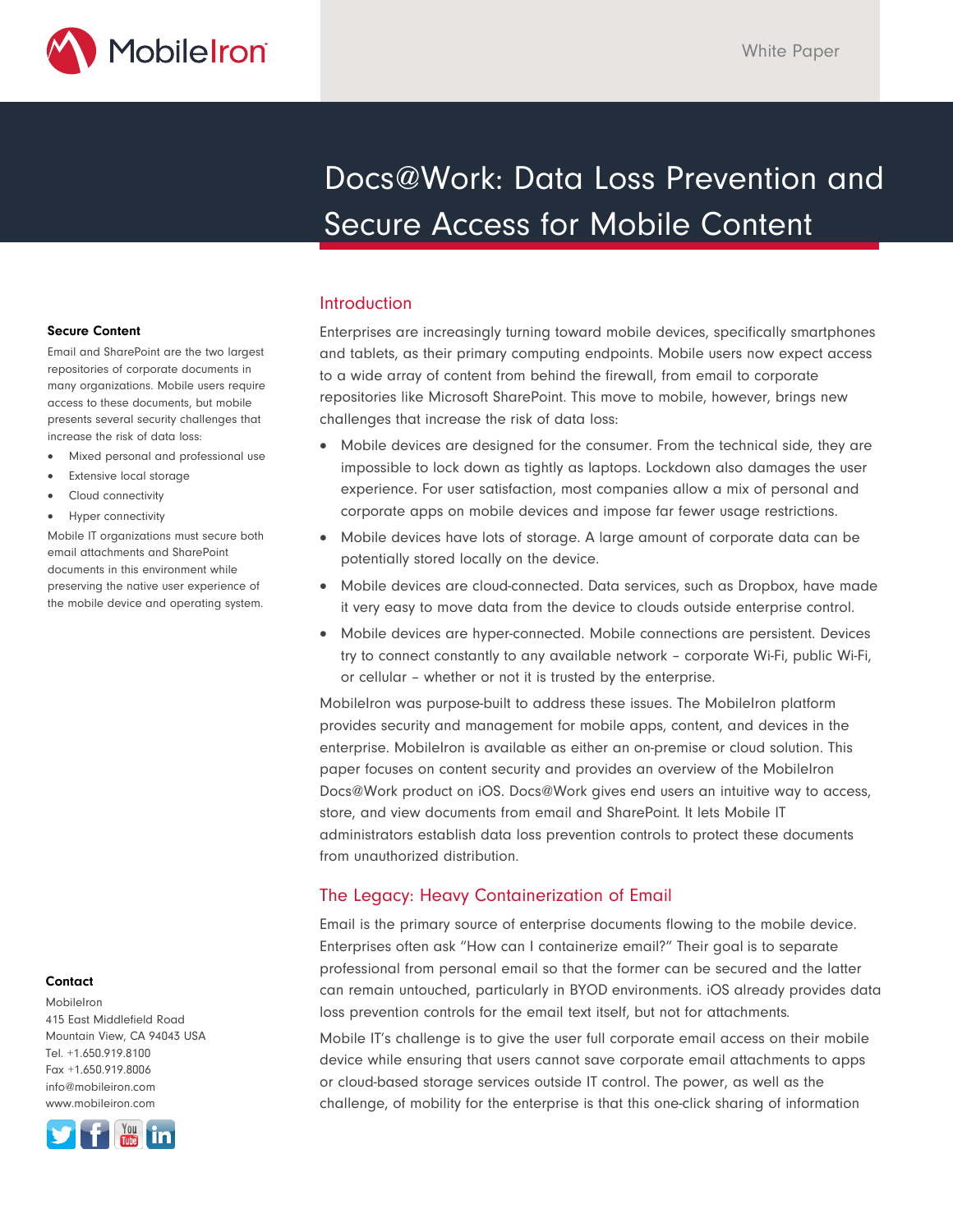White Paper

# Docs@Work: Data Loss Prevention and Secure Access for Mobile Content

## Introduction

Enterprises are increasingly turning toward mobile devices, specifically smartphones and tablets, as their primary computing endpoints. Mobile users now expect access to a wide array of content from behind the firewall, from email to corporate repositories like Microsoft SharePoint. This move to mobile, however, brings new challenges that increase the risk of data loss:

- Mobile devices are designed for the consumer. From the technical side, they are impossible to lock down as tightly as laptops. Lockdown also damages the user experience. For user satisfaction, most companies allow a mix of personal and corporate apps on mobile devices and impose far fewer usage restrictions.
- Mobile devices have lots of storage. A large amount of corporate data can be potentially stored locally on the device.
- Mobile devices are cloud-connected. Data services, such as Dropbox, have made it very easy to move data from the device to clouds outside enterprise control.
- Mobile devices are hyper-connected. Mobile connections are persistent. Devices try to connect constantly to any available network – corporate Wi-Fi, public Wi-Fi, or cellular – whether or not it is trusted by the enterprise.

MobileIron was purpose-built to address these issues. The MobileIron platform provides security and management for mobile apps, content, and devices in the enterprise. MobileIron is available as either an on-premise or cloud solution. This paper focuses on content security and provides an overview of the MobileIron Docs@Work product on iOS. Docs@Work gives end users an intuitive way to access, store, and view documents from email and SharePoint. It lets Mobile IT administrators establish data loss prevention controls to protect these documents from unauthorized distribution.

## The Legacy: Heavy Containerization of Email

Email is the primary source of enterprise documents flowing to the mobile device. Enterprises often ask "How can I containerize email?" Their goal is to separate professional from personal email so that the former can be secured and the latter can remain untouched, particularly in BYOD environments. iOS already provides data loss prevention controls for the email text itself, but not for attachments.

Mobile IT's challenge is to give the user full corporate email access on their mobile device while ensuring that users cannot save corporate email attachments to apps or cloud-based storage services outside IT control. The power, as well as the challenge, of mobility for the enterprise is that this one-click sharing of information

**Secure Content**

Email and SharePoint are the two largest repositories of corporate documents in many organizations. Mobile users require access to these documents, but mobile presents several security challenges that increase the risk of data loss:

- Mixed personal and professional use
- Extensive local storage
- Cloud connectivity
- Hyper connectivity

Mobile IT organizations must secure both email attachments and SharePoint documents in this environment while preserving the native user experience of the mobile device and operating system.

**Contact**

MobileIron
415 East Middlefield Road
Mountain View, CA 94043 USA
Tel. +1.650.919.8100
Fax +1.650.919.8006
info@mobileiron.com
www.mobileiron.com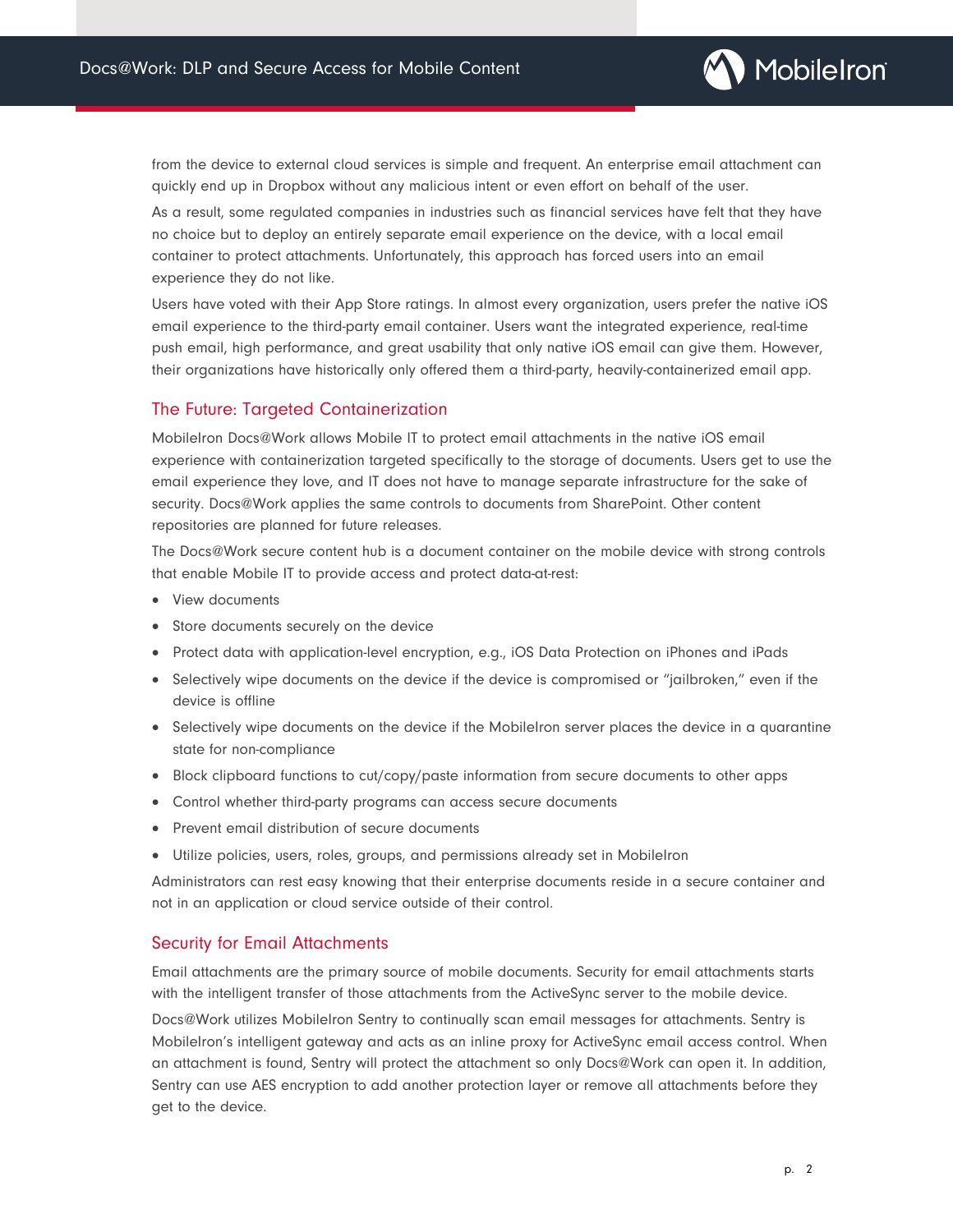from the device to external cloud services is simple and frequent. An enterprise email attachment can quickly end up in Dropbox without any malicious intent or even effort on behalf of the user.

As a result, some regulated companies in industries such as financial services have felt that they have no choice but to deploy an entirely separate email experience on the device, with a local email container to protect attachments. Unfortunately, this approach has forced users into an email experience they do not like.

Users have voted with their App Store ratings. In almost every organization, users prefer the native iOS email experience to the third-party email container. Users want the integrated experience, real-time push email, high performance, and great usability that only native iOS email can give them. However, their organizations have historically only offered them a third-party, heavily-containerized email app.

## The Future: Targeted Containerization

MobileIron Docs@Work allows Mobile IT to protect email attachments in the native iOS email experience with containerization targeted specifically to the storage of documents. Users get to use the email experience they love, and IT does not have to manage separate infrastructure for the sake of security. Docs@Work applies the same controls to documents from SharePoint. Other content repositories are planned for future releases.

The Docs@Work secure content hub is a document container on the mobile device with strong controls that enable Mobile IT to provide access and protect data-at-rest:

- View documents
- Store documents securely on the device
- Protect data with application-level encryption, e.g., iOS Data Protection on iPhones and iPads
- Selectively wipe documents on the device if the device is compromised or "jailbroken," even if the device is offline
- Selectively wipe documents on the device if the MobileIron server places the device in a quarantine state for non-compliance
- Block clipboard functions to cut/copy/paste information from secure documents to other apps
- Control whether third-party programs can access secure documents
- Prevent email distribution of secure documents
- Utilize policies, users, roles, groups, and permissions already set in MobileIron

Administrators can rest easy knowing that their enterprise documents reside in a secure container and not in an application or cloud service outside of their control.

## Security for Email Attachments

Email attachments are the primary source of mobile documents. Security for email attachments starts with the intelligent transfer of those attachments from the ActiveSync server to the mobile device.

Docs@Work utilizes MobileIron Sentry to continually scan email messages for attachments. Sentry is MobileIron's intelligent gateway and acts as an inline proxy for ActiveSync email access control. When an attachment is found, Sentry will protect the attachment so only Docs@Work can open it. In addition, Sentry can use AES encryption to add another protection layer or remove all attachments before they get to the device.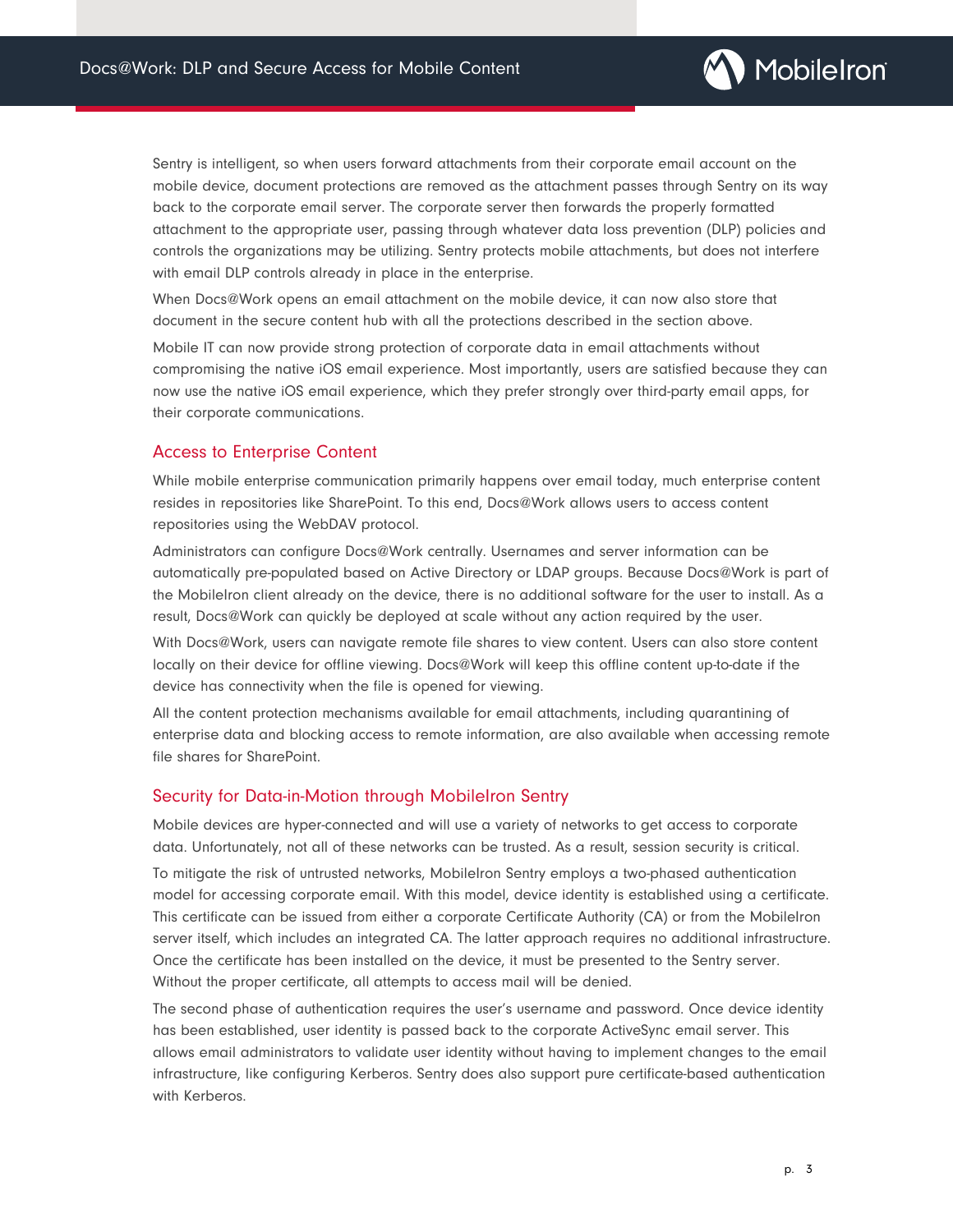Sentry is intelligent, so when users forward attachments from their corporate email account on the mobile device, document protections are removed as the attachment passes through Sentry on its way back to the corporate email server. The corporate server then forwards the properly formatted attachment to the appropriate user, passing through whatever data loss prevention (DLP) policies and controls the organizations may be utilizing. Sentry protects mobile attachments, but does not interfere with email DLP controls already in place in the enterprise.

When Docs@Work opens an email attachment on the mobile device, it can now also store that document in the secure content hub with all the protections described in the section above.

Mobile IT can now provide strong protection of corporate data in email attachments without compromising the native iOS email experience. Most importantly, users are satisfied because they can now use the native iOS email experience, which they prefer strongly over third-party email apps, for their corporate communications.

## Access to Enterprise Content

While mobile enterprise communication primarily happens over email today, much enterprise content resides in repositories like SharePoint. To this end, Docs@Work allows users to access content repositories using the WebDAV protocol.

Administrators can configure Docs@Work centrally. Usernames and server information can be automatically pre-populated based on Active Directory or LDAP groups. Because Docs@Work is part of the MobileIron client already on the device, there is no additional software for the user to install. As a result, Docs@Work can quickly be deployed at scale without any action required by the user.

With Docs@Work, users can navigate remote file shares to view content. Users can also store content locally on their device for offline viewing. Docs@Work will keep this offline content up-to-date if the device has connectivity when the file is opened for viewing.

All the content protection mechanisms available for email attachments, including quarantining of enterprise data and blocking access to remote information, are also available when accessing remote file shares for SharePoint.

## Security for Data-in-Motion through MobileIron Sentry

Mobile devices are hyper-connected and will use a variety of networks to get access to corporate data. Unfortunately, not all of these networks can be trusted. As a result, session security is critical.

To mitigate the risk of untrusted networks, MobileIron Sentry employs a two-phased authentication model for accessing corporate email. With this model, device identity is established using a certificate. This certificate can be issued from either a corporate Certificate Authority (CA) or from the MobileIron server itself, which includes an integrated CA. The latter approach requires no additional infrastructure. Once the certificate has been installed on the device, it must be presented to the Sentry server. Without the proper certificate, all attempts to access mail will be denied.

The second phase of authentication requires the user's username and password. Once device identity has been established, user identity is passed back to the corporate ActiveSync email server. This allows email administrators to validate user identity without having to implement changes to the email infrastructure, like configuring Kerberos. Sentry does also support pure certificate-based authentication with Kerberos.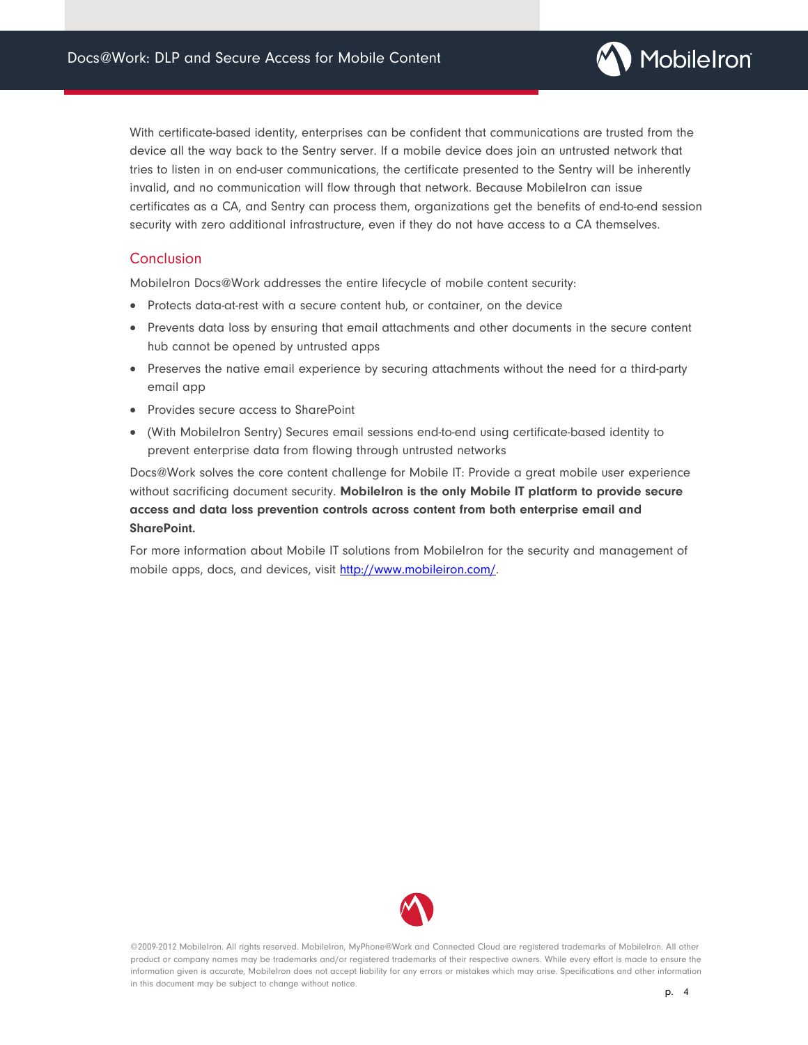With certificate-based identity, enterprises can be confident that communications are trusted from the device all the way back to the Sentry server. If a mobile device does join an untrusted network that tries to listen in on end-user communications, the certificate presented to the Sentry will be inherently invalid, and no communication will flow through that network. Because MobileIron can issue certificates as a CA, and Sentry can process them, organizations get the benefits of end-to-end session security with zero additional infrastructure, even if they do not have access to a CA themselves.

## Conclusion

MobileIron Docs@Work addresses the entire lifecycle of mobile content security:

- Protects data-at-rest with a secure content hub, or container, on the device
- Prevents data loss by ensuring that email attachments and other documents in the secure content hub cannot be opened by untrusted apps
- Preserves the native email experience by securing attachments without the need for a third-party email app
- Provides secure access to SharePoint
- (With MobileIron Sentry) Secures email sessions end-to-end using certificate-based identity to prevent enterprise data from flowing through untrusted networks

Docs@Work solves the core content challenge for Mobile IT: Provide a great mobile user experience without sacrificing document security. **MobileIron is the only Mobile IT platform to provide secure access and data loss prevention controls across content from both enterprise email and SharePoint.**

For more information about Mobile IT solutions from MobileIron for the security and management of mobile apps, docs, and devices, visit http://www.mobileiron.com/.

©2009-2012 MobileIron. All rights reserved. MobileIron, MyPhone@Work and Connected Cloud are registered trademarks of MobileIron. All other product or company names may be trademarks and/or registered trademarks of their respective owners. While every effort is made to ensure the information given is accurate, MobileIron does not accept liability for any errors or mistakes which may arise. Specifications and other information in this document may be subject to change without notice.